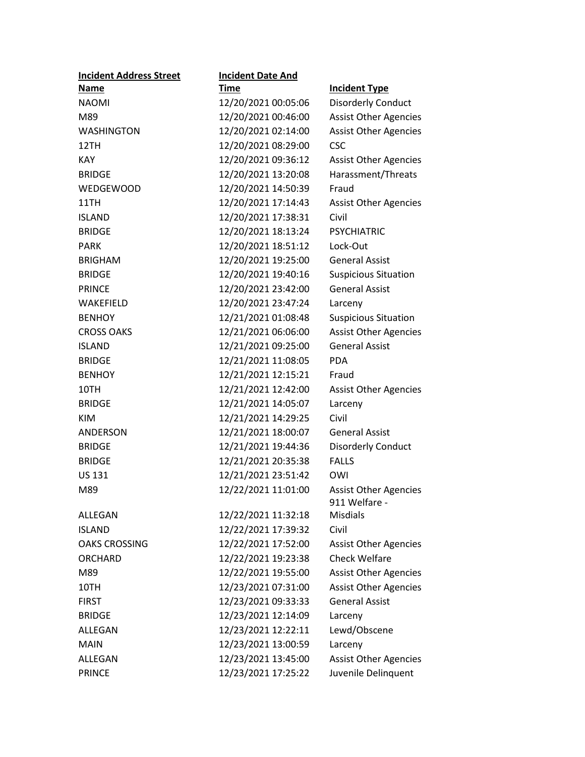| Incident Address Street Name | Incident Date And Time | Incident Type |
|---|---|---|
| NAOMI | 12/20/2021 00:05:06 | Disorderly Conduct |
| M89 | 12/20/2021 00:46:00 | Assist Other Agencies |
| WASHINGTON | 12/20/2021 02:14:00 | Assist Other Agencies |
| 12TH | 12/20/2021 08:29:00 | CSC |
| KAY | 12/20/2021 09:36:12 | Assist Other Agencies |
| BRIDGE | 12/20/2021 13:20:08 | Harassment/Threats |
| WEDGEWOOD | 12/20/2021 14:50:39 | Fraud |
| 11TH | 12/20/2021 17:14:43 | Assist Other Agencies |
| ISLAND | 12/20/2021 17:38:31 | Civil |
| BRIDGE | 12/20/2021 18:13:24 | PSYCHIATRIC |
| PARK | 12/20/2021 18:51:12 | Lock-Out |
| BRIGHAM | 12/20/2021 19:25:00 | General Assist |
| BRIDGE | 12/20/2021 19:40:16 | Suspicious Situation |
| PRINCE | 12/20/2021 23:42:00 | General Assist |
| WAKEFIELD | 12/20/2021 23:47:24 | Larceny |
| BENHOY | 12/21/2021 01:08:48 | Suspicious Situation |
| CROSS OAKS | 12/21/2021 06:06:00 | Assist Other Agencies |
| ISLAND | 12/21/2021 09:25:00 | General Assist |
| BRIDGE | 12/21/2021 11:08:05 | PDA |
| BENHOY | 12/21/2021 12:15:21 | Fraud |
| 10TH | 12/21/2021 12:42:00 | Assist Other Agencies |
| BRIDGE | 12/21/2021 14:05:07 | Larceny |
| KIM | 12/21/2021 14:29:25 | Civil |
| ANDERSON | 12/21/2021 18:00:07 | General Assist |
| BRIDGE | 12/21/2021 19:44:36 | Disorderly Conduct |
| BRIDGE | 12/21/2021 20:35:38 | FALLS |
| US 131 | 12/21/2021 23:51:42 | OWI |
| M89 | 12/22/2021 11:01:00 | Assist Other Agencies |
| ALLEGAN | 12/22/2021 11:32:18 | 911 Welfare - Misdials |
| ISLAND | 12/22/2021 17:39:32 | Civil |
| OAKS CROSSING | 12/22/2021 17:52:00 | Assist Other Agencies |
| ORCHARD | 12/22/2021 19:23:38 | Check Welfare |
| M89 | 12/22/2021 19:55:00 | Assist Other Agencies |
| 10TH | 12/23/2021 07:31:00 | Assist Other Agencies |
| FIRST | 12/23/2021 09:33:33 | General Assist |
| BRIDGE | 12/23/2021 12:14:09 | Larceny |
| ALLEGAN | 12/23/2021 12:22:11 | Lewd/Obscene |
| MAIN | 12/23/2021 13:00:59 | Larceny |
| ALLEGAN | 12/23/2021 13:45:00 | Assist Other Agencies |
| PRINCE | 12/23/2021 17:25:22 | Juvenile Delinquent |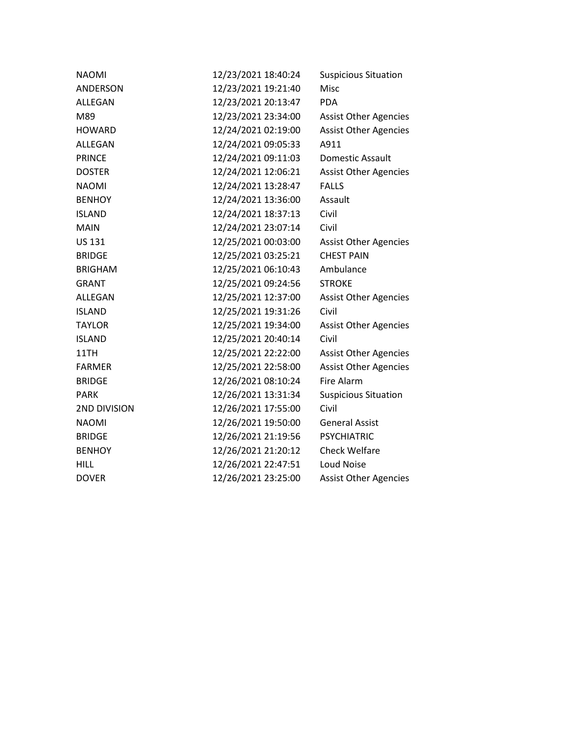| | | |
|---|---|---|
| NAOMI | 12/23/2021 18:40:24 | Suspicious Situation |
| ANDERSON | 12/23/2021 19:21:40 | Misc |
| ALLEGAN | 12/23/2021 20:13:47 | PDA |
| M89 | 12/23/2021 23:34:00 | Assist Other Agencies |
| HOWARD | 12/24/2021 02:19:00 | Assist Other Agencies |
| ALLEGAN | 12/24/2021 09:05:33 | A911 |
| PRINCE | 12/24/2021 09:11:03 | Domestic Assault |
| DOSTER | 12/24/2021 12:06:21 | Assist Other Agencies |
| NAOMI | 12/24/2021 13:28:47 | FALLS |
| BENHOY | 12/24/2021 13:36:00 | Assault |
| ISLAND | 12/24/2021 18:37:13 | Civil |
| MAIN | 12/24/2021 23:07:14 | Civil |
| US 131 | 12/25/2021 00:03:00 | Assist Other Agencies |
| BRIDGE | 12/25/2021 03:25:21 | CHEST PAIN |
| BRIGHAM | 12/25/2021 06:10:43 | Ambulance |
| GRANT | 12/25/2021 09:24:56 | STROKE |
| ALLEGAN | 12/25/2021 12:37:00 | Assist Other Agencies |
| ISLAND | 12/25/2021 19:31:26 | Civil |
| TAYLOR | 12/25/2021 19:34:00 | Assist Other Agencies |
| ISLAND | 12/25/2021 20:40:14 | Civil |
| 11TH | 12/25/2021 22:22:00 | Assist Other Agencies |
| FARMER | 12/25/2021 22:58:00 | Assist Other Agencies |
| BRIDGE | 12/26/2021 08:10:24 | Fire Alarm |
| PARK | 12/26/2021 13:31:34 | Suspicious Situation |
| 2ND DIVISION | 12/26/2021 17:55:00 | Civil |
| NAOMI | 12/26/2021 19:50:00 | General Assist |
| BRIDGE | 12/26/2021 21:19:56 | PSYCHIATRIC |
| BENHOY | 12/26/2021 21:20:12 | Check Welfare |
| HILL | 12/26/2021 22:47:51 | Loud Noise |
| DOVER | 12/26/2021 23:25:00 | Assist Other Agencies |